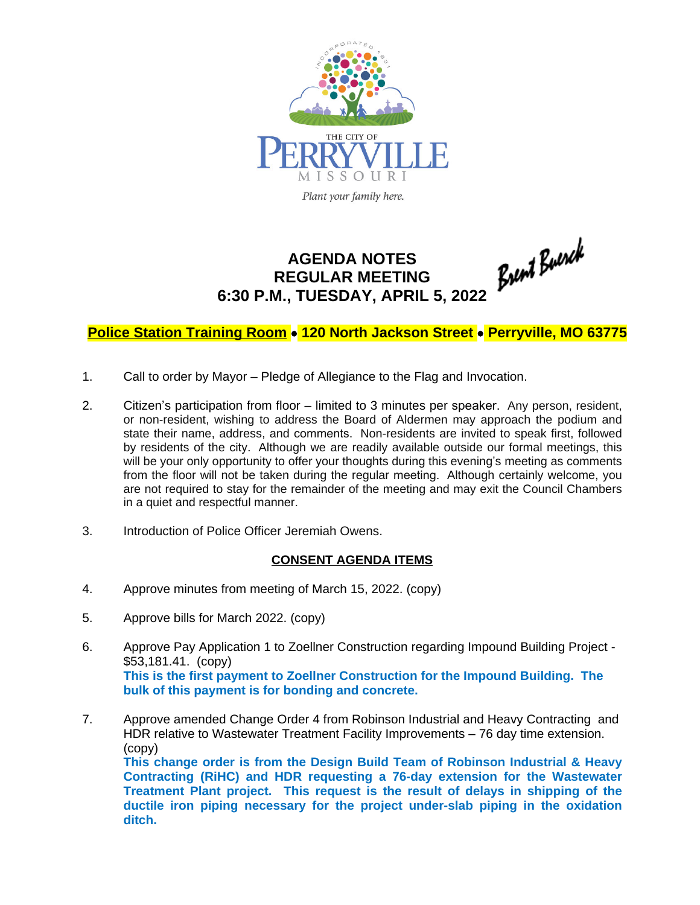THE CITY OF PERRYVILLE MISSOURI

*Plant your family here.*

# AGENDA NOTES
# REGULAR MEETING
# 6:30 P.M., TUESDAY, APRIL 5, 2022

Brent Buerck

**Police Station Training Room • 120 North Jackson Street • Perryville, MO 63775**

1. Call to order by Mayor – Pledge of Allegiance to the Flag and Invocation.

2. Citizen's participation from floor – limited to 3 minutes per speaker. Any person, resident, or non-resident, wishing to address the Board of Aldermen may approach the podium and state their name, address, and comments. Non-residents are invited to speak first, followed by residents of the city. Although we are readily available outside our formal meetings, this will be your only opportunity to offer your thoughts during this evening's meeting as comments from the floor will not be taken during the regular meeting. Although certainly welcome, you are not required to stay for the remainder of the meeting and may exit the Council Chambers in a quiet and respectful manner.

3. Introduction of Police Officer Jeremiah Owens.

## CONSENT AGENDA ITEMS

4. Approve minutes from meeting of March 15, 2022. (copy)

5. Approve bills for March 2022. (copy)

6. Approve Pay Application 1 to Zoellner Construction regarding Impound Building Project - $53,181.41. (copy)
   **This is the first payment to Zoellner Construction for the Impound Building. The bulk of this payment is for bonding and concrete.**

7. Approve amended Change Order 4 from Robinson Industrial and Heavy Contracting and HDR relative to Wastewater Treatment Facility Improvements – 76 day time extension. (copy)
   **This change order is from the Design Build Team of Robinson Industrial & Heavy Contracting (RiHC) and HDR requesting a 76-day extension for the Wastewater Treatment Plant project. This request is the result of delays in shipping of the ductile iron piping necessary for the project under-slab piping in the oxidation ditch.**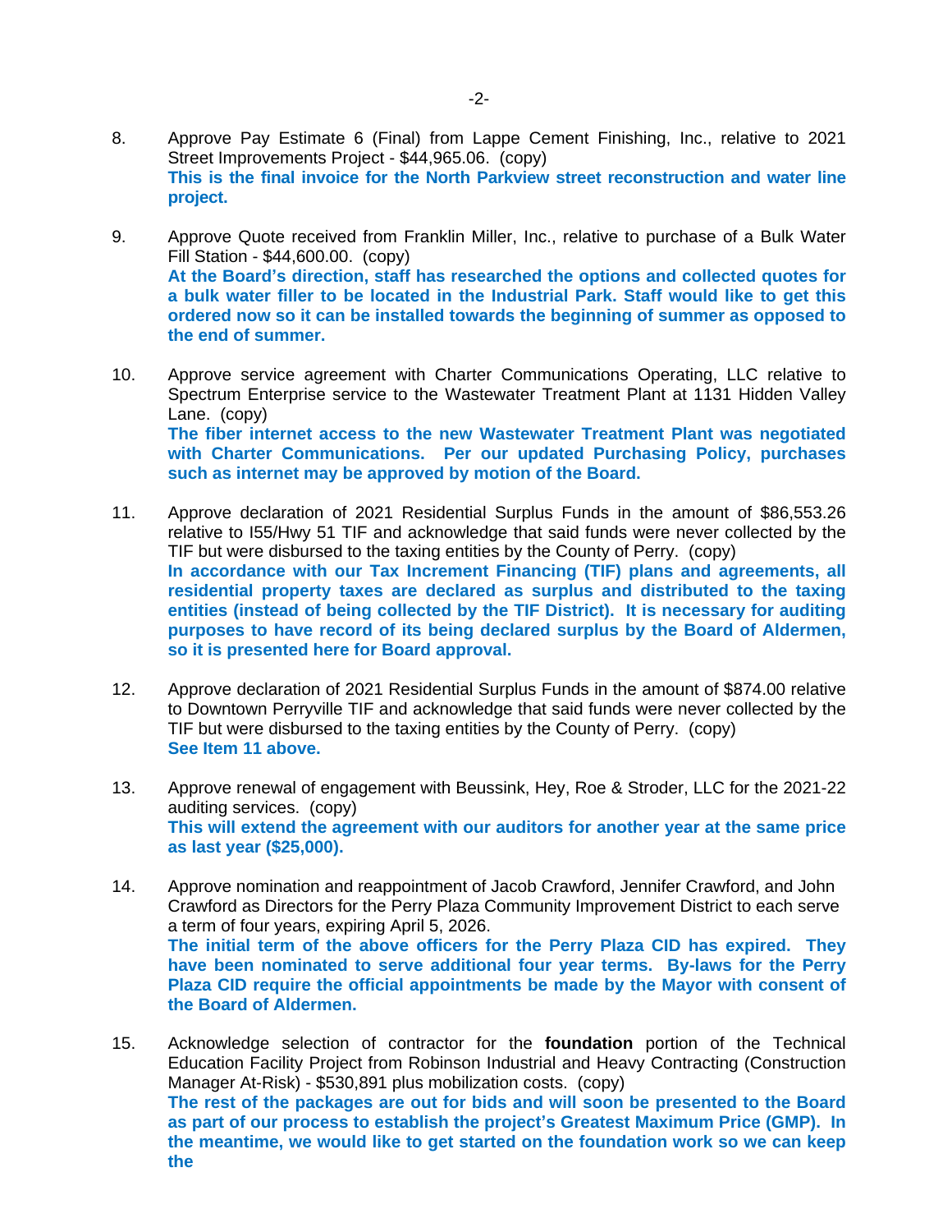8. Approve Pay Estimate 6 (Final) from Lappe Cement Finishing, Inc., relative to 2021 Street Improvements Project - $44,965.06. (copy)
   **This is the final invoice for the North Parkview street reconstruction and water line project.**

9. Approve Quote received from Franklin Miller, Inc., relative to purchase of a Bulk Water Fill Station - $44,600.00. (copy)
   **At the Board's direction, staff has researched the options and collected quotes for a bulk water filler to be located in the Industrial Park. Staff would like to get this ordered now so it can be installed towards the beginning of summer as opposed to the end of summer.**

10. Approve service agreement with Charter Communications Operating, LLC relative to Spectrum Enterprise service to the Wastewater Treatment Plant at 1131 Hidden Valley Lane. (copy)
    **The fiber internet access to the new Wastewater Treatment Plant was negotiated with Charter Communications. Per our updated Purchasing Policy, purchases such as internet may be approved by motion of the Board.**

11. Approve declaration of 2021 Residential Surplus Funds in the amount of $86,553.26 relative to I55/Hwy 51 TIF and acknowledge that said funds were never collected by the TIF but were disbursed to the taxing entities by the County of Perry. (copy)
    **In accordance with our Tax Increment Financing (TIF) plans and agreements, all residential property taxes are declared as surplus and distributed to the taxing entities (instead of being collected by the TIF District). It is necessary for auditing purposes to have record of its being declared surplus by the Board of Aldermen, so it is presented here for Board approval.**

12. Approve declaration of 2021 Residential Surplus Funds in the amount of $874.00 relative to Downtown Perryville TIF and acknowledge that said funds were never collected by the TIF but were disbursed to the taxing entities by the County of Perry. (copy)
    **See Item 11 above.**

13. Approve renewal of engagement with Beussink, Hey, Roe & Stroder, LLC for the 2021-22 auditing services. (copy)
    **This will extend the agreement with our auditors for another year at the same price as last year ($25,000).**

14. Approve nomination and reappointment of Jacob Crawford, Jennifer Crawford, and John Crawford as Directors for the Perry Plaza Community Improvement District to each serve a term of four years, expiring April 5, 2026.
    **The initial term of the above officers for the Perry Plaza CID has expired. They have been nominated to serve additional four year terms. By-laws for the Perry Plaza CID require the official appointments be made by the Mayor with consent of the Board of Aldermen.**

15. Acknowledge selection of contractor for the **foundation** portion of the Technical Education Facility Project from Robinson Industrial and Heavy Contracting (Construction Manager At-Risk) - $530,891 plus mobilization costs. (copy)
    **The rest of the packages are out for bids and will soon be presented to the Board as part of our process to establish the project's Greatest Maximum Price (GMP). In the meantime, we would like to get started on the foundation work so we can keep the**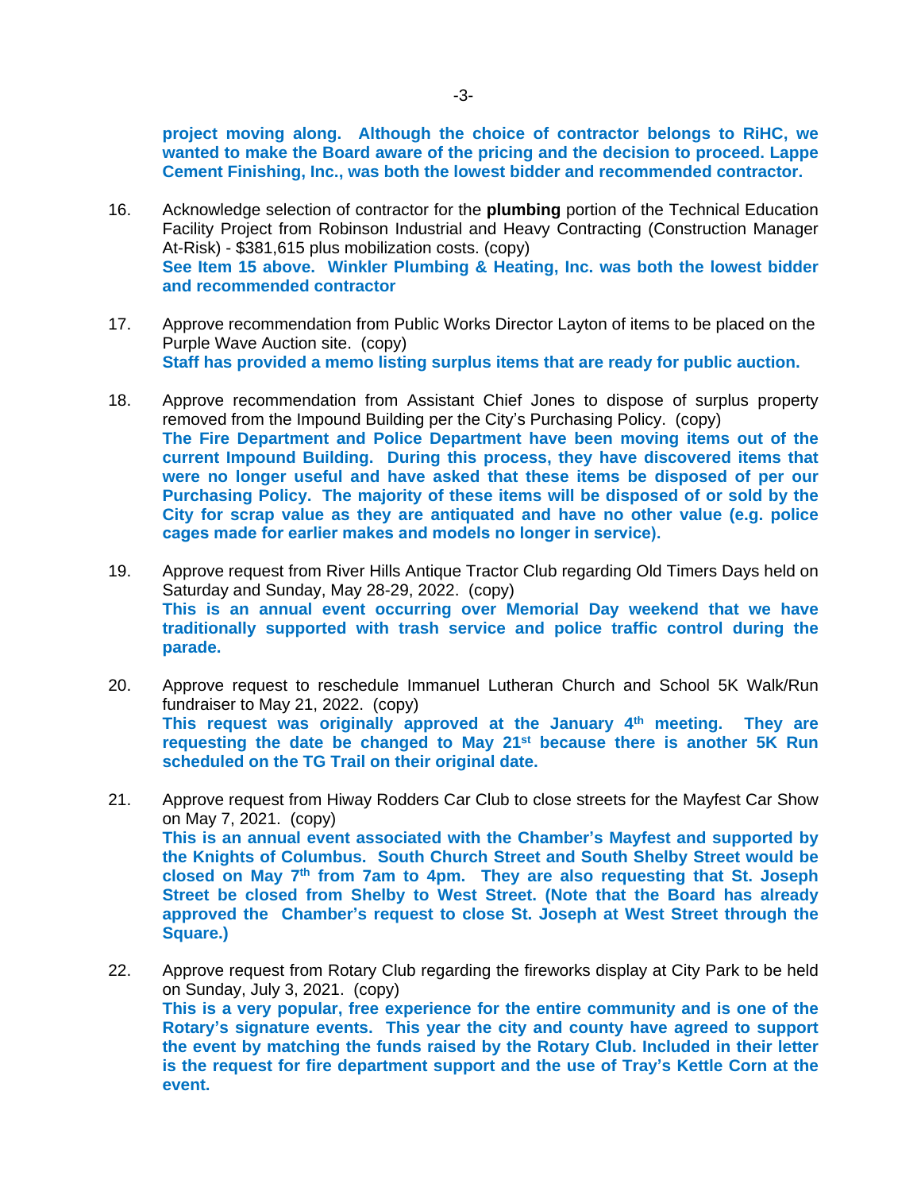**project moving along. Although the choice of contractor belongs to RiHC, we wanted to make the Board aware of the pricing and the decision to proceed. Lappe Cement Finishing, Inc., was both the lowest bidder and recommended contractor.**

16. Acknowledge selection of contractor for the **plumbing** portion of the Technical Education Facility Project from Robinson Industrial and Heavy Contracting (Construction Manager At-Risk) - $381,615 plus mobilization costs. (copy)
    **See Item 15 above. Winkler Plumbing & Heating, Inc. was both the lowest bidder and recommended contractor**

17. Approve recommendation from Public Works Director Layton of items to be placed on the Purple Wave Auction site. (copy)
    **Staff has provided a memo listing surplus items that are ready for public auction.**

18. Approve recommendation from Assistant Chief Jones to dispose of surplus property removed from the Impound Building per the City's Purchasing Policy. (copy)
    **The Fire Department and Police Department have been moving items out of the current Impound Building. During this process, they have discovered items that were no longer useful and have asked that these items be disposed of per our Purchasing Policy. The majority of these items will be disposed of or sold by the City for scrap value as they are antiquated and have no other value (e.g. police cages made for earlier makes and models no longer in service).**

19. Approve request from River Hills Antique Tractor Club regarding Old Timers Days held on Saturday and Sunday, May 28-29, 2022. (copy)
    **This is an annual event occurring over Memorial Day weekend that we have traditionally supported with trash service and police traffic control during the parade.**

20. Approve request to reschedule Immanuel Lutheran Church and School 5K Walk/Run fundraiser to May 21, 2022. (copy)
    **This request was originally approved at the January 4th meeting. They are requesting the date be changed to May 21st because there is another 5K Run scheduled on the TG Trail on their original date.**

21. Approve request from Hiway Rodders Car Club to close streets for the Mayfest Car Show on May 7, 2021. (copy)
    **This is an annual event associated with the Chamber's Mayfest and supported by the Knights of Columbus. South Church Street and South Shelby Street would be closed on May 7th from 7am to 4pm. They are also requesting that St. Joseph Street be closed from Shelby to West Street. (Note that the Board has already approved the Chamber's request to close St. Joseph at West Street through the Square.)**

22. Approve request from Rotary Club regarding the fireworks display at City Park to be held on Sunday, July 3, 2021. (copy)
    **This is a very popular, free experience for the entire community and is one of the Rotary's signature events. This year the city and county have agreed to support the event by matching the funds raised by the Rotary Club. Included in their letter is the request for fire department support and the use of Tray's Kettle Corn at the event.**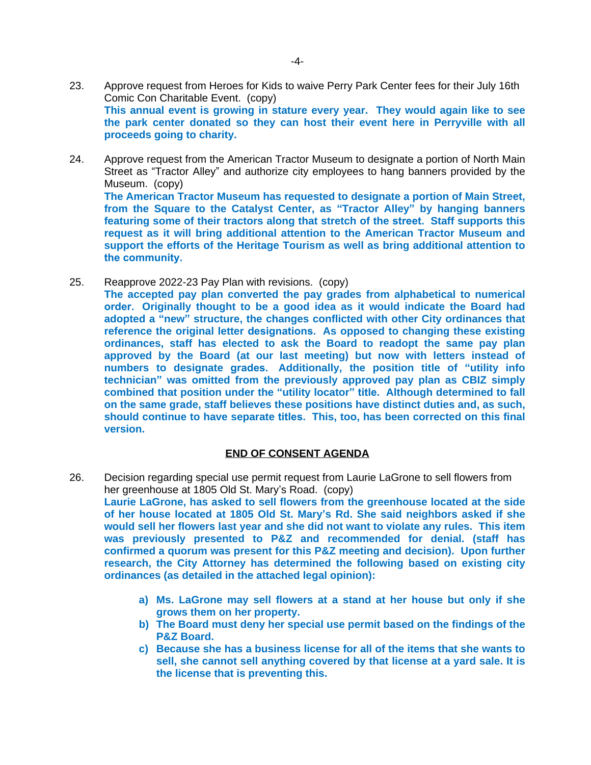23. Approve request from Heroes for Kids to waive Perry Park Center fees for their July 16th Comic Con Charitable Event. (copy)
    **This annual event is growing in stature every year. They would again like to see the park center donated so they can host their event here in Perryville with all proceeds going to charity.**

24. Approve request from the American Tractor Museum to designate a portion of North Main Street as "Tractor Alley" and authorize city employees to hang banners provided by the Museum. (copy)
    **The American Tractor Museum has requested to designate a portion of Main Street, from the Square to the Catalyst Center, as "Tractor Alley" by hanging banners featuring some of their tractors along that stretch of the street. Staff supports this request as it will bring additional attention to the American Tractor Museum and support the efforts of the Heritage Tourism as well as bring additional attention to the community.**

25. Reapprove 2022-23 Pay Plan with revisions. (copy)
    **The accepted pay plan converted the pay grades from alphabetical to numerical order. Originally thought to be a good idea as it would indicate the Board had adopted a "new" structure, the changes conflicted with other City ordinances that reference the original letter designations. As opposed to changing these existing ordinances, staff has elected to ask the Board to readopt the same pay plan approved by the Board (at our last meeting) but now with letters instead of numbers to designate grades. Additionally, the position title of "utility info technician" was omitted from the previously approved pay plan as CBIZ simply combined that position under the "utility locator" title. Although determined to fall on the same grade, staff believes these positions have distinct duties and, as such, should continue to have separate titles. This, too, has been corrected on this final version.**

## END OF CONSENT AGENDA

26. Decision regarding special use permit request from Laurie LaGrone to sell flowers from her greenhouse at 1805 Old St. Mary's Road. (copy)
    **Laurie LaGrone, has asked to sell flowers from the greenhouse located at the side of her house located at 1805 Old St. Mary's Rd. She said neighbors asked if she would sell her flowers last year and she did not want to violate any rules. This item was previously presented to P&Z and recommended for denial. (staff has confirmed a quorum was present for this P&Z meeting and decision). Upon further research, the City Attorney has determined the following based on existing city ordinances (as detailed in the attached legal opinion):**

    **a) Ms. LaGrone may sell flowers at a stand at her house but only if she grows them on her property.**
    **b) The Board must deny her special use permit based on the findings of the P&Z Board.**
    **c) Because she has a business license for all of the items that she wants to sell, she cannot sell anything covered by that license at a yard sale. It is the license that is preventing this.**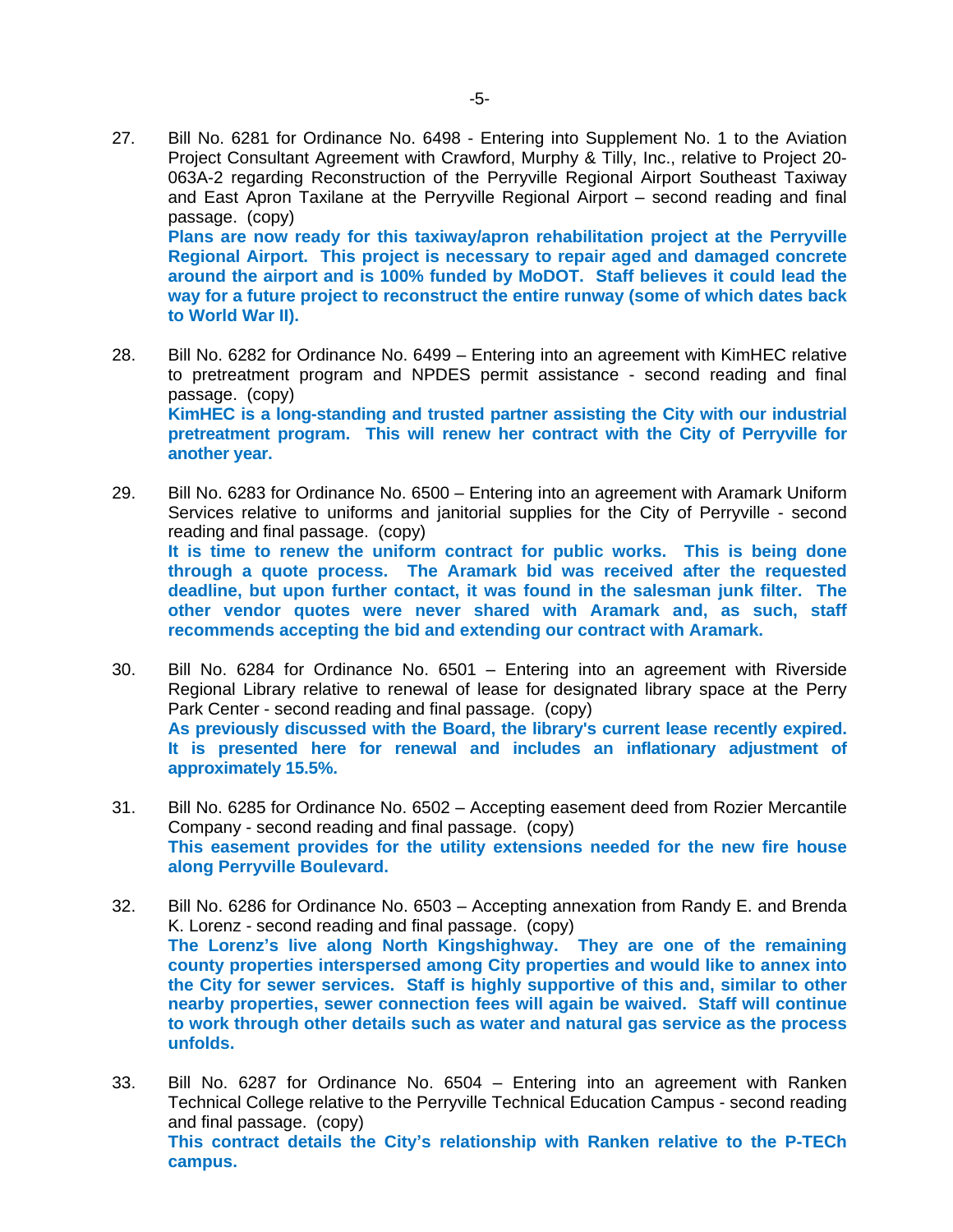27. Bill No. 6281 for Ordinance No. 6498 - Entering into Supplement No. 1 to the Aviation Project Consultant Agreement with Crawford, Murphy & Tilly, Inc., relative to Project 20-063A-2 regarding Reconstruction of the Perryville Regional Airport Southeast Taxiway and East Apron Taxilane at the Perryville Regional Airport – second reading and final passage. (copy)
**Plans are now ready for this taxiway/apron rehabilitation project at the Perryville Regional Airport. This project is necessary to repair aged and damaged concrete around the airport and is 100% funded by MoDOT. Staff believes it could lead the way for a future project to reconstruct the entire runway (some of which dates back to World War II).**

28. Bill No. 6282 for Ordinance No. 6499 – Entering into an agreement with KimHEC relative to pretreatment program and NPDES permit assistance - second reading and final passage. (copy)
**KimHEC is a long-standing and trusted partner assisting the City with our industrial pretreatment program. This will renew her contract with the City of Perryville for another year.**

29. Bill No. 6283 for Ordinance No. 6500 – Entering into an agreement with Aramark Uniform Services relative to uniforms and janitorial supplies for the City of Perryville - second reading and final passage. (copy)
**It is time to renew the uniform contract for public works. This is being done through a quote process. The Aramark bid was received after the requested deadline, but upon further contact, it was found in the salesman junk filter. The other vendor quotes were never shared with Aramark and, as such, staff recommends accepting the bid and extending our contract with Aramark.**

30. Bill No. 6284 for Ordinance No. 6501 – Entering into an agreement with Riverside Regional Library relative to renewal of lease for designated library space at the Perry Park Center - second reading and final passage. (copy)
**As previously discussed with the Board, the library's current lease recently expired. It is presented here for renewal and includes an inflationary adjustment of approximately 15.5%.**

31. Bill No. 6285 for Ordinance No. 6502 – Accepting easement deed from Rozier Mercantile Company - second reading and final passage. (copy)
**This easement provides for the utility extensions needed for the new fire house along Perryville Boulevard.**

32. Bill No. 6286 for Ordinance No. 6503 – Accepting annexation from Randy E. and Brenda K. Lorenz - second reading and final passage. (copy)
**The Lorenz's live along North Kingshighway. They are one of the remaining county properties interspersed among City properties and would like to annex into the City for sewer services. Staff is highly supportive of this and, similar to other nearby properties, sewer connection fees will again be waived. Staff will continue to work through other details such as water and natural gas service as the process unfolds.**

33. Bill No. 6287 for Ordinance No. 6504 – Entering into an agreement with Ranken Technical College relative to the Perryville Technical Education Campus - second reading and final passage. (copy)
**This contract details the City's relationship with Ranken relative to the P-TECh campus.**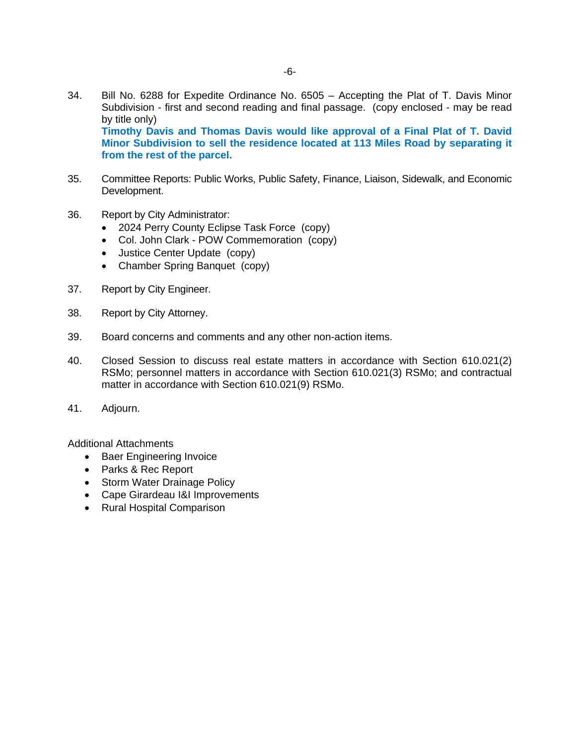34. Bill No. 6288 for Expedite Ordinance No. 6505 – Accepting the Plat of T. Davis Minor Subdivision - first and second reading and final passage. (copy enclosed - may be read by title only)
    **Timothy Davis and Thomas Davis would like approval of a Final Plat of T. David Minor Subdivision to sell the residence located at 113 Miles Road by separating it from the rest of the parcel.**

35. Committee Reports: Public Works, Public Safety, Finance, Liaison, Sidewalk, and Economic Development.

36. Report by City Administrator:
    - 2024 Perry County Eclipse Task Force (copy)
    - Col. John Clark - POW Commemoration (copy)
    - Justice Center Update (copy)
    - Chamber Spring Banquet (copy)

37. Report by City Engineer.

38. Report by City Attorney.

39. Board concerns and comments and any other non-action items.

40. Closed Session to discuss real estate matters in accordance with Section 610.021(2) RSMo; personnel matters in accordance with Section 610.021(3) RSMo; and contractual matter in accordance with Section 610.021(9) RSMo.

41. Adjourn.

Additional Attachments

- Baer Engineering Invoice
- Parks & Rec Report
- Storm Water Drainage Policy
- Cape Girardeau I&I Improvements
- Rural Hospital Comparison